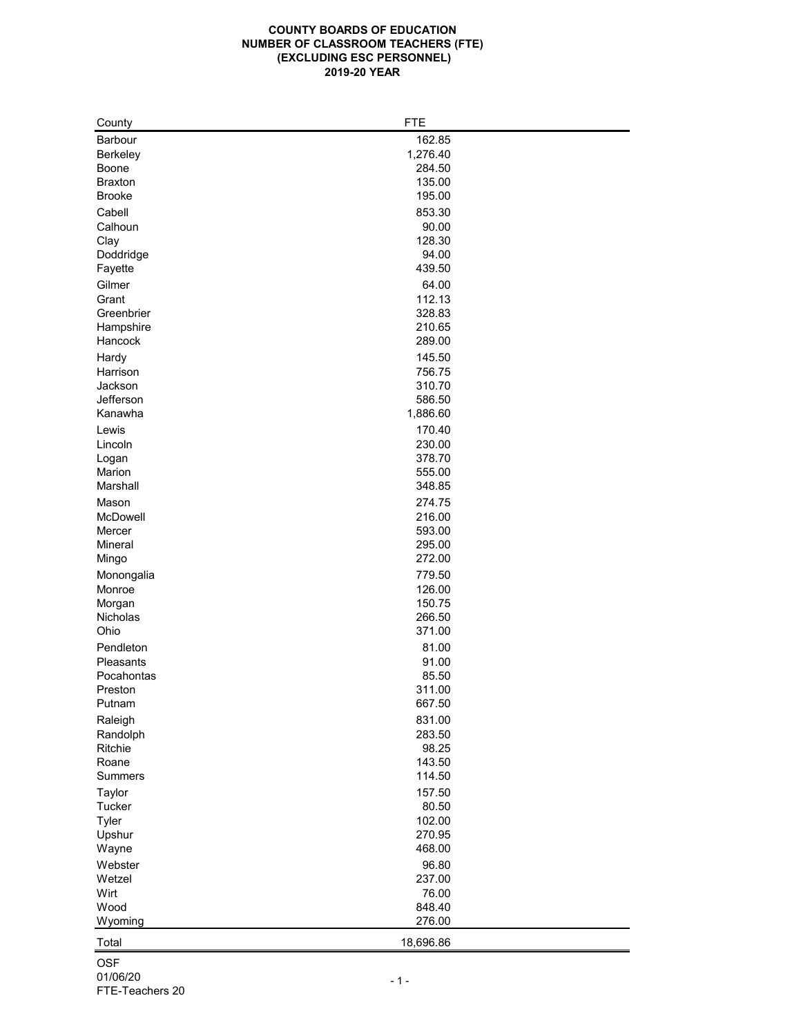**COUNTY BOARDS OF EDUCATION**
**NUMBER OF CLASSROOM TEACHERS (FTE)**
**(EXCLUDING ESC PERSONNEL)**
**2019-20 YEAR**

| County | FTE |
|---|---|
| Barbour | 162.85 |
| Berkeley | 1,276.40 |
| Boone | 284.50 |
| Braxton | 135.00 |
| Brooke | 195.00 |
| Cabell | 853.30 |
| Calhoun | 90.00 |
| Clay | 128.30 |
| Doddridge | 94.00 |
| Fayette | 439.50 |
| Gilmer | 64.00 |
| Grant | 112.13 |
| Greenbrier | 328.83 |
| Hampshire | 210.65 |
| Hancock | 289.00 |
| Hardy | 145.50 |
| Harrison | 756.75 |
| Jackson | 310.70 |
| Jefferson | 586.50 |
| Kanawha | 1,886.60 |
| Lewis | 170.40 |
| Lincoln | 230.00 |
| Logan | 378.70 |
| Marion | 555.00 |
| Marshall | 348.85 |
| Mason | 274.75 |
| McDowell | 216.00 |
| Mercer | 593.00 |
| Mineral | 295.00 |
| Mingo | 272.00 |
| Monongalia | 779.50 |
| Monroe | 126.00 |
| Morgan | 150.75 |
| Nicholas | 266.50 |
| Ohio | 371.00 |
| Pendleton | 81.00 |
| Pleasants | 91.00 |
| Pocahontas | 85.50 |
| Preston | 311.00 |
| Putnam | 667.50 |
| Raleigh | 831.00 |
| Randolph | 283.50 |
| Ritchie | 98.25 |
| Roane | 143.50 |
| Summers | 114.50 |
| Taylor | 157.50 |
| Tucker | 80.50 |
| Tyler | 102.00 |
| Upshur | 270.95 |
| Wayne | 468.00 |
| Webster | 96.80 |
| Wetzel | 237.00 |
| Wirt | 76.00 |
| Wood | 848.40 |
| Wyoming | 276.00 |
| Total | 18,696.86 |

OSF
01/06/20
FTE-Teachers 20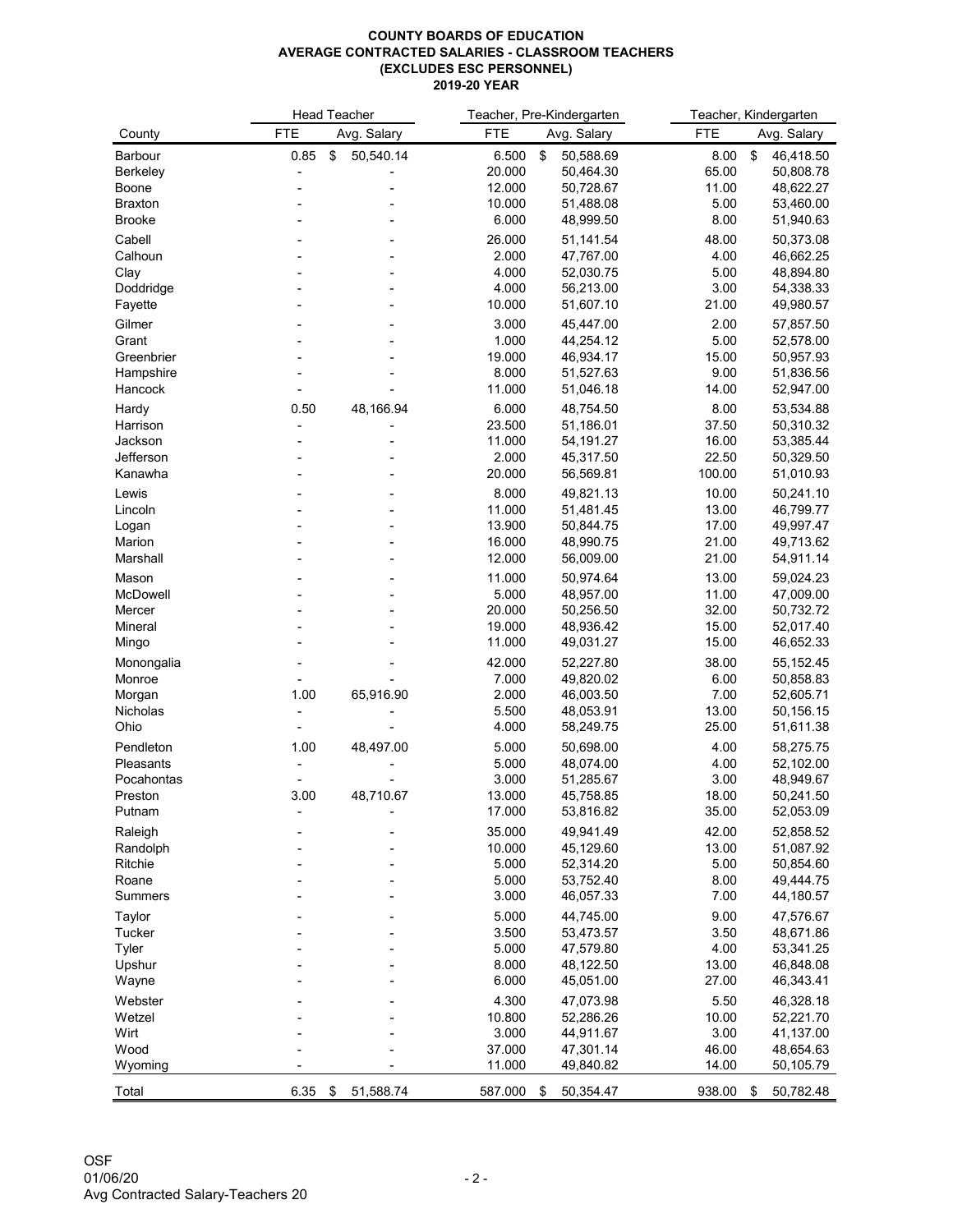**COUNTY BOARDS OF EDUCATION**
**AVERAGE CONTRACTED SALARIES - CLASSROOM TEACHERS**
**(EXCLUDES ESC PERSONNEL)**
**2019-20 YEAR**

| | Head Teacher | | Teacher, Pre-Kindergarten | | Teacher, Kindergarten | |
|---|---|---|---|---|---|---|
| County | FTE | Avg. Salary | FTE | Avg. Salary | FTE | Avg. Salary |
| Barbour | 0.85 | $ 50,540.14 | 6.500 | $ 50,588.69 | 8.00 | $ 46,418.50 |
| Berkeley | - | - | 20.000 | 50,464.30 | 65.00 | 50,808.78 |
| Boone | - | - | 12.000 | 50,728.67 | 11.00 | 48,622.27 |
| Braxton | - | - | 10.000 | 51,488.08 | 5.00 | 53,460.00 |
| Brooke | - | - | 6.000 | 48,999.50 | 8.00 | 51,940.63 |
| Cabell | - | - | 26.000 | 51,141.54 | 48.00 | 50,373.08 |
| Calhoun | - | - | 2.000 | 47,767.00 | 4.00 | 46,662.25 |
| Clay | - | - | 4.000 | 52,030.75 | 5.00 | 48,894.80 |
| Doddridge | - | - | 4.000 | 56,213.00 | 3.00 | 54,338.33 |
| Fayette | - | - | 10.000 | 51,607.10 | 21.00 | 49,980.57 |
| Gilmer | - | - | 3.000 | 45,447.00 | 2.00 | 57,857.50 |
| Grant | - | - | 1.000 | 44,254.12 | 5.00 | 52,578.00 |
| Greenbrier | - | - | 19.000 | 46,934.17 | 15.00 | 50,957.93 |
| Hampshire | - | - | 8.000 | 51,527.63 | 9.00 | 51,836.56 |
| Hancock | - | - | 11.000 | 51,046.18 | 14.00 | 52,947.00 |
| Hardy | 0.50 | 48,166.94 | 6.000 | 48,754.50 | 8.00 | 53,534.88 |
| Harrison | - | - | 23.500 | 51,186.01 | 37.50 | 50,310.32 |
| Jackson | - | - | 11.000 | 54,191.27 | 16.00 | 53,385.44 |
| Jefferson | - | - | 2.000 | 45,317.50 | 22.50 | 50,329.50 |
| Kanawha | - | - | 20.000 | 56,569.81 | 100.00 | 51,010.93 |
| Lewis | - | - | 8.000 | 49,821.13 | 10.00 | 50,241.10 |
| Lincoln | - | - | 11.000 | 51,481.45 | 13.00 | 46,799.77 |
| Logan | - | - | 13.900 | 50,844.75 | 17.00 | 49,997.47 |
| Marion | - | - | 16.000 | 48,990.75 | 21.00 | 49,713.62 |
| Marshall | - | - | 12.000 | 56,009.00 | 21.00 | 54,911.14 |
| Mason | - | - | 11.000 | 50,974.64 | 13.00 | 59,024.23 |
| McDowell | - | - | 5.000 | 48,957.00 | 11.00 | 47,009.00 |
| Mercer | - | - | 20.000 | 50,256.50 | 32.00 | 50,732.72 |
| Mineral | - | - | 19.000 | 48,936.42 | 15.00 | 52,017.40 |
| Mingo | - | - | 11.000 | 49,031.27 | 15.00 | 46,652.33 |
| Monongalia | - | - | 42.000 | 52,227.80 | 38.00 | 55,152.45 |
| Monroe | - | - | 7.000 | 49,820.02 | 6.00 | 50,858.83 |
| Morgan | 1.00 | 65,916.90 | 2.000 | 46,003.50 | 7.00 | 52,605.71 |
| Nicholas | - | - | 5.500 | 48,053.91 | 13.00 | 50,156.15 |
| Ohio | - | - | 4.000 | 58,249.75 | 25.00 | 51,611.38 |
| Pendleton | 1.00 | 48,497.00 | 5.000 | 50,698.00 | 4.00 | 58,275.75 |
| Pleasants | - | - | 5.000 | 48,074.00 | 4.00 | 52,102.00 |
| Pocahontas | - | - | 3.000 | 51,285.67 | 3.00 | 48,949.67 |
| Preston | 3.00 | 48,710.67 | 13.000 | 45,758.85 | 18.00 | 50,241.50 |
| Putnam | - | - | 17.000 | 53,816.82 | 35.00 | 52,053.09 |
| Raleigh | - | - | 35.000 | 49,941.49 | 42.00 | 52,858.52 |
| Randolph | - | - | 10.000 | 45,129.60 | 13.00 | 51,087.92 |
| Ritchie | - | - | 5.000 | 52,314.20 | 5.00 | 50,854.60 |
| Roane | - | - | 5.000 | 53,752.40 | 8.00 | 49,444.75 |
| Summers | - | - | 3.000 | 46,057.33 | 7.00 | 44,180.57 |
| Taylor | - | - | 5.000 | 44,745.00 | 9.00 | 47,576.67 |
| Tucker | - | - | 3.500 | 53,473.57 | 3.50 | 48,671.86 |
| Tyler | - | - | 5.000 | 47,579.80 | 4.00 | 53,341.25 |
| Upshur | - | - | 8.000 | 48,122.50 | 13.00 | 46,848.08 |
| Wayne | - | - | 6.000 | 45,051.00 | 27.00 | 46,343.41 |
| Webster | - | - | 4.300 | 47,073.98 | 5.50 | 46,328.18 |
| Wetzel | - | - | 10.800 | 52,286.26 | 10.00 | 52,221.70 |
| Wirt | - | - | 3.000 | 44,911.67 | 3.00 | 41,137.00 |
| Wood | - | - | 37.000 | 47,301.14 | 46.00 | 48,654.63 |
| Wyoming | - | - | 11.000 | 49,840.82 | 14.00 | 50,105.79 |
| Total | 6.35 | $ 51,588.74 | 587.000 | $ 50,354.47 | 938.00 | $ 50,782.48 |

OSF
01/06/20
Avg Contracted Salary-Teachers 20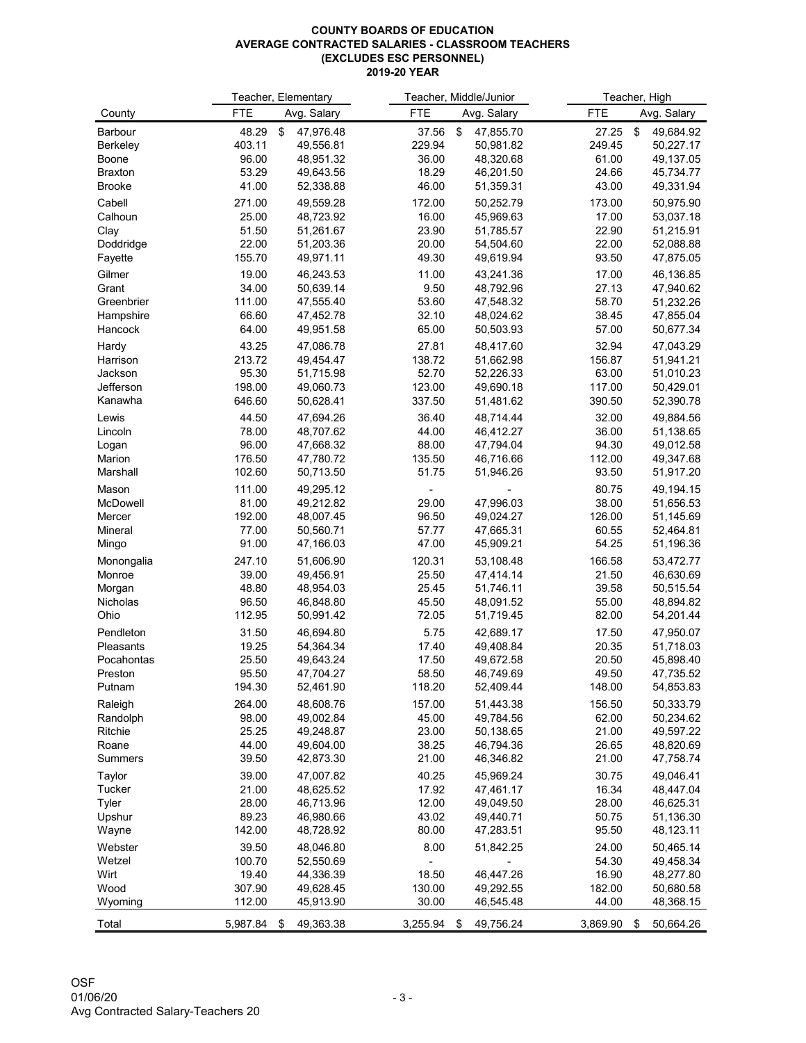**COUNTY BOARDS OF EDUCATION**
**AVERAGE CONTRACTED SALARIES - CLASSROOM TEACHERS**
**(EXCLUDES ESC PERSONNEL)**
**2019-20 YEAR**

| | Teacher, Elementary | | Teacher, Middle/Junior | | Teacher, High | |
|---|---|---|---|---|---|---|
| County | FTE | Avg. Salary | FTE | Avg. Salary | FTE | Avg. Salary |
| Barbour | 48.29 | $ 47,976.48 | 37.56 | $ 47,855.70 | 27.25 | $ 49,684.92 |
| Berkeley | 403.11 | 49,556.81 | 229.94 | 50,981.82 | 249.45 | 50,227.17 |
| Boone | 96.00 | 48,951.32 | 36.00 | 48,320.68 | 61.00 | 49,137.05 |
| Braxton | 53.29 | 49,643.56 | 18.29 | 46,201.50 | 24.66 | 45,734.77 |
| Brooke | 41.00 | 52,338.88 | 46.00 | 51,359.31 | 43.00 | 49,331.94 |
| Cabell | 271.00 | 49,559.28 | 172.00 | 50,252.79 | 173.00 | 50,975.90 |
| Calhoun | 25.00 | 48,723.92 | 16.00 | 45,969.63 | 17.00 | 53,037.18 |
| Clay | 51.50 | 51,261.67 | 23.90 | 51,785.57 | 22.90 | 51,215.91 |
| Doddridge | 22.00 | 51,203.36 | 20.00 | 54,504.60 | 22.00 | 52,088.88 |
| Fayette | 155.70 | 49,971.11 | 49.30 | 49,619.94 | 93.50 | 47,875.05 |
| Gilmer | 19.00 | 46,243.53 | 11.00 | 43,241.36 | 17.00 | 46,136.85 |
| Grant | 34.00 | 50,639.14 | 9.50 | 48,792.96 | 27.13 | 47,940.62 |
| Greenbrier | 111.00 | 47,555.40 | 53.60 | 47,548.32 | 58.70 | 51,232.26 |
| Hampshire | 66.60 | 47,452.78 | 32.10 | 48,024.62 | 38.45 | 47,855.04 |
| Hancock | 64.00 | 49,951.58 | 65.00 | 50,503.93 | 57.00 | 50,677.34 |
| Hardy | 43.25 | 47,086.78 | 27.81 | 48,417.60 | 32.94 | 47,043.29 |
| Harrison | 213.72 | 49,454.47 | 138.72 | 51,662.98 | 156.87 | 51,941.21 |
| Jackson | 95.30 | 51,715.98 | 52.70 | 52,226.33 | 63.00 | 51,010.23 |
| Jefferson | 198.00 | 49,060.73 | 123.00 | 49,690.18 | 117.00 | 50,429.01 |
| Kanawha | 646.60 | 50,628.41 | 337.50 | 51,481.62 | 390.50 | 52,390.78 |
| Lewis | 44.50 | 47,694.26 | 36.40 | 48,714.44 | 32.00 | 49,884.56 |
| Lincoln | 78.00 | 48,707.62 | 44.00 | 46,412.27 | 36.00 | 51,138.65 |
| Logan | 96.00 | 47,668.32 | 88.00 | 47,794.04 | 94.30 | 49,012.58 |
| Marion | 176.50 | 47,780.72 | 135.50 | 46,716.66 | 112.00 | 49,347.68 |
| Marshall | 102.60 | 50,713.50 | 51.75 | 51,946.26 | 93.50 | 51,917.20 |
| Mason | 111.00 | 49,295.12 | - | - | 80.75 | 49,194.15 |
| McDowell | 81.00 | 49,212.82 | 29.00 | 47,996.03 | 38.00 | 51,656.53 |
| Mercer | 192.00 | 48,007.45 | 96.50 | 49,024.27 | 126.00 | 51,145.69 |
| Mineral | 77.00 | 50,560.71 | 57.77 | 47,665.31 | 60.55 | 52,464.81 |
| Mingo | 91.00 | 47,166.03 | 47.00 | 45,909.21 | 54.25 | 51,196.36 |
| Monongalia | 247.10 | 51,606.90 | 120.31 | 53,108.48 | 166.58 | 53,472.77 |
| Monroe | 39.00 | 49,456.91 | 25.50 | 47,414.14 | 21.50 | 46,630.69 |
| Morgan | 48.80 | 48,954.03 | 25.45 | 51,746.11 | 39.58 | 50,515.54 |
| Nicholas | 96.50 | 46,848.80 | 45.50 | 48,091.52 | 55.00 | 48,894.82 |
| Ohio | 112.95 | 50,991.42 | 72.05 | 51,719.45 | 82.00 | 54,201.44 |
| Pendleton | 31.50 | 46,694.80 | 5.75 | 42,689.17 | 17.50 | 47,950.07 |
| Pleasants | 19.25 | 54,364.34 | 17.40 | 49,408.84 | 20.35 | 51,718.03 |
| Pocahontas | 25.50 | 49,643.24 | 17.50 | 49,672.58 | 20.50 | 45,898.40 |
| Preston | 95.50 | 47,704.27 | 58.50 | 46,749.69 | 49.50 | 47,735.52 |
| Putnam | 194.30 | 52,461.90 | 118.20 | 52,409.44 | 148.00 | 54,853.83 |
| Raleigh | 264.00 | 48,608.76 | 157.00 | 51,443.38 | 156.50 | 50,333.79 |
| Randolph | 98.00 | 49,002.84 | 45.00 | 49,784.56 | 62.00 | 50,234.62 |
| Ritchie | 25.25 | 49,248.87 | 23.00 | 50,138.65 | 21.00 | 49,597.22 |
| Roane | 44.00 | 49,604.00 | 38.25 | 46,794.36 | 26.65 | 48,820.69 |
| Summers | 39.50 | 42,873.30 | 21.00 | 46,346.82 | 21.00 | 47,758.74 |
| Taylor | 39.00 | 47,007.82 | 40.25 | 45,969.24 | 30.75 | 49,046.41 |
| Tucker | 21.00 | 48,625.52 | 17.92 | 47,461.17 | 16.34 | 48,447.04 |
| Tyler | 28.00 | 46,713.96 | 12.00 | 49,049.50 | 28.00 | 46,625.31 |
| Upshur | 89.23 | 46,980.66 | 43.02 | 49,440.71 | 50.75 | 51,136.30 |
| Wayne | 142.00 | 48,728.92 | 80.00 | 47,283.51 | 95.50 | 48,123.11 |
| Webster | 39.50 | 48,046.80 | 8.00 | 51,842.25 | 24.00 | 50,465.14 |
| Wetzel | 100.70 | 52,550.69 | - | - | 54.30 | 49,458.34 |
| Wirt | 19.40 | 44,336.39 | 18.50 | 46,447.26 | 16.90 | 48,277.80 |
| Wood | 307.90 | 49,628.45 | 130.00 | 49,292.55 | 182.00 | 50,680.58 |
| Wyoming | 112.00 | 45,913.90 | 30.00 | 46,545.48 | 44.00 | 48,368.15 |
| Total | 5,987.84 | $ 49,363.38 | 3,255.94 | $ 49,756.24 | 3,869.90 | $ 50,664.26 |

OSF
01/06/20
Avg Contracted Salary-Teachers 20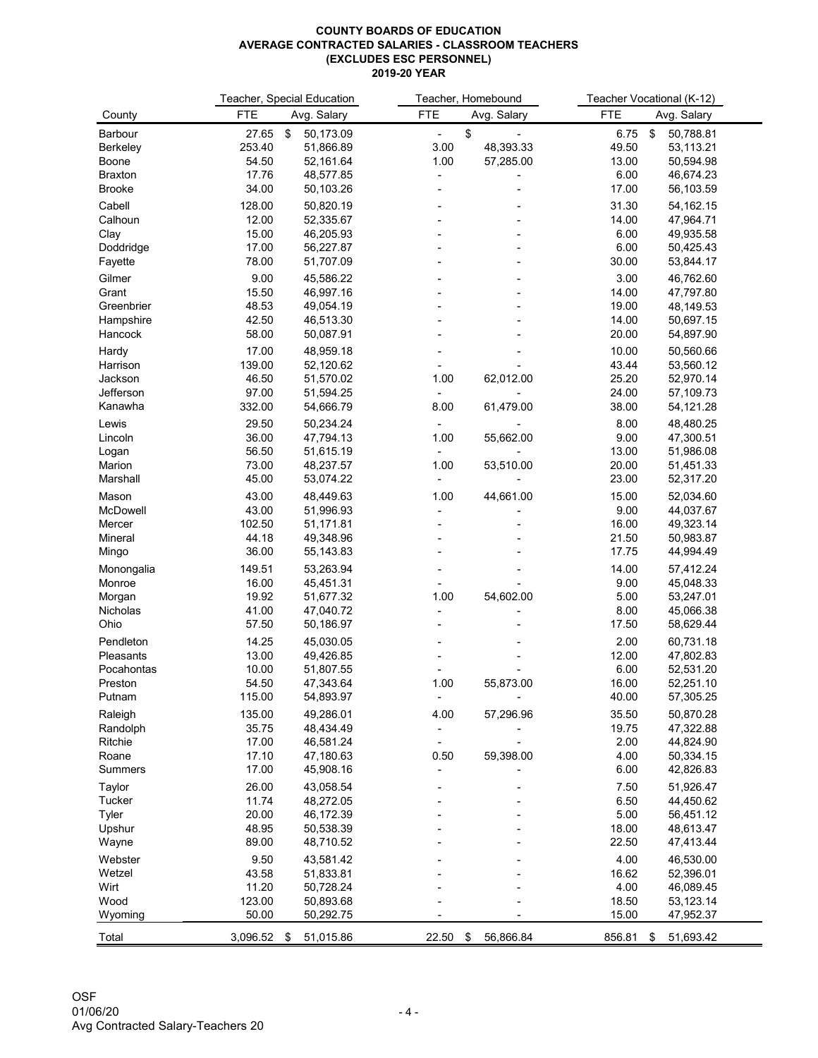**COUNTY BOARDS OF EDUCATION**
**AVERAGE CONTRACTED SALARIES - CLASSROOM TEACHERS**
**(EXCLUDES ESC PERSONNEL)**
**2019-20 YEAR**

| | Teacher, Special Education | | Teacher, Homebound | | Teacher Vocational (K-12) | |
|---|---|---|---|---|---|---|
| County | FTE | Avg. Salary | FTE | Avg. Salary | FTE | Avg. Salary |
| Barbour | 27.65 | $ 50,173.09 | - | $ - | 6.75 | $ 50,788.81 |
| Berkeley | 253.40 | 51,866.89 | 3.00 | 48,393.33 | 49.50 | 53,113.21 |
| Boone | 54.50 | 52,161.64 | 1.00 | 57,285.00 | 13.00 | 50,594.98 |
| Braxton | 17.76 | 48,577.85 | - | - | 6.00 | 46,674.23 |
| Brooke | 34.00 | 50,103.26 | - | - | 17.00 | 56,103.59 |
| Cabell | 128.00 | 50,820.19 | - | - | 31.30 | 54,162.15 |
| Calhoun | 12.00 | 52,335.67 | - | - | 14.00 | 47,964.71 |
| Clay | 15.00 | 46,205.93 | - | - | 6.00 | 49,935.58 |
| Doddridge | 17.00 | 56,227.87 | - | - | 6.00 | 50,425.43 |
| Fayette | 78.00 | 51,707.09 | - | - | 30.00 | 53,844.17 |
| Gilmer | 9.00 | 45,586.22 | - | - | 3.00 | 46,762.60 |
| Grant | 15.50 | 46,997.16 | - | - | 14.00 | 47,797.80 |
| Greenbrier | 48.53 | 49,054.19 | - | - | 19.00 | 48,149.53 |
| Hampshire | 42.50 | 46,513.30 | - | - | 14.00 | 50,697.15 |
| Hancock | 58.00 | 50,087.91 | - | - | 20.00 | 54,897.90 |
| Hardy | 17.00 | 48,959.18 | - | - | 10.00 | 50,560.66 |
| Harrison | 139.00 | 52,120.62 | - | - | 43.44 | 53,560.12 |
| Jackson | 46.50 | 51,570.02 | 1.00 | 62,012.00 | 25.20 | 52,970.14 |
| Jefferson | 97.00 | 51,594.25 | - | - | 24.00 | 57,109.73 |
| Kanawha | 332.00 | 54,666.79 | 8.00 | 61,479.00 | 38.00 | 54,121.28 |
| Lewis | 29.50 | 50,234.24 | - | - | 8.00 | 48,480.25 |
| Lincoln | 36.00 | 47,794.13 | 1.00 | 55,662.00 | 9.00 | 47,300.51 |
| Logan | 56.50 | 51,615.19 | - | - | 13.00 | 51,986.08 |
| Marion | 73.00 | 48,237.57 | 1.00 | 53,510.00 | 20.00 | 51,451.33 |
| Marshall | 45.00 | 53,074.22 | - | - | 23.00 | 52,317.20 |
| Mason | 43.00 | 48,449.63 | 1.00 | 44,661.00 | 15.00 | 52,034.60 |
| McDowell | 43.00 | 51,996.93 | - | - | 9.00 | 44,037.67 |
| Mercer | 102.50 | 51,171.81 | - | - | 16.00 | 49,323.14 |
| Mineral | 44.18 | 49,348.96 | - | - | 21.50 | 50,983.87 |
| Mingo | 36.00 | 55,143.83 | - | - | 17.75 | 44,994.49 |
| Monongalia | 149.51 | 53,263.94 | - | - | 14.00 | 57,412.24 |
| Monroe | 16.00 | 45,451.31 | - | - | 9.00 | 45,048.33 |
| Morgan | 19.92 | 51,677.32 | 1.00 | 54,602.00 | 5.00 | 53,247.01 |
| Nicholas | 41.00 | 47,040.72 | - | - | 8.00 | 45,066.38 |
| Ohio | 57.50 | 50,186.97 | - | - | 17.50 | 58,629.44 |
| Pendleton | 14.25 | 45,030.05 | - | - | 2.00 | 60,731.18 |
| Pleasants | 13.00 | 49,426.85 | - | - | 12.00 | 47,802.83 |
| Pocahontas | 10.00 | 51,807.55 | - | - | 6.00 | 52,531.20 |
| Preston | 54.50 | 47,343.64 | 1.00 | 55,873.00 | 16.00 | 52,251.10 |
| Putnam | 115.00 | 54,893.97 | - | - | 40.00 | 57,305.25 |
| Raleigh | 135.00 | 49,286.01 | 4.00 | 57,296.96 | 35.50 | 50,870.28 |
| Randolph | 35.75 | 48,434.49 | - | - | 19.75 | 47,322.88 |
| Ritchie | 17.00 | 46,581.24 | - | - | 2.00 | 44,824.90 |
| Roane | 17.10 | 47,180.63 | 0.50 | 59,398.00 | 4.00 | 50,334.15 |
| Summers | 17.00 | 45,908.16 | - | - | 6.00 | 42,826.83 |
| Taylor | 26.00 | 43,058.54 | - | - | 7.50 | 51,926.47 |
| Tucker | 11.74 | 48,272.05 | - | - | 6.50 | 44,450.62 |
| Tyler | 20.00 | 46,172.39 | - | - | 5.00 | 56,451.12 |
| Upshur | 48.95 | 50,538.39 | - | - | 18.00 | 48,613.47 |
| Wayne | 89.00 | 48,710.52 | - | - | 22.50 | 47,413.44 |
| Webster | 9.50 | 43,581.42 | - | - | 4.00 | 46,530.00 |
| Wetzel | 43.58 | 51,833.81 | - | - | 16.62 | 52,396.01 |
| Wirt | 11.20 | 50,728.24 | - | - | 4.00 | 46,089.45 |
| Wood | 123.00 | 50,893.68 | - | - | 18.50 | 53,123.14 |
| Wyoming | 50.00 | 50,292.75 | - | - | 15.00 | 47,952.37 |
| Total | 3,096.52 | $ 51,015.86 | 22.50 | $ 56,866.84 | 856.81 | $ 51,693.42 |

OSF
01/06/20
Avg Contracted Salary-Teachers 20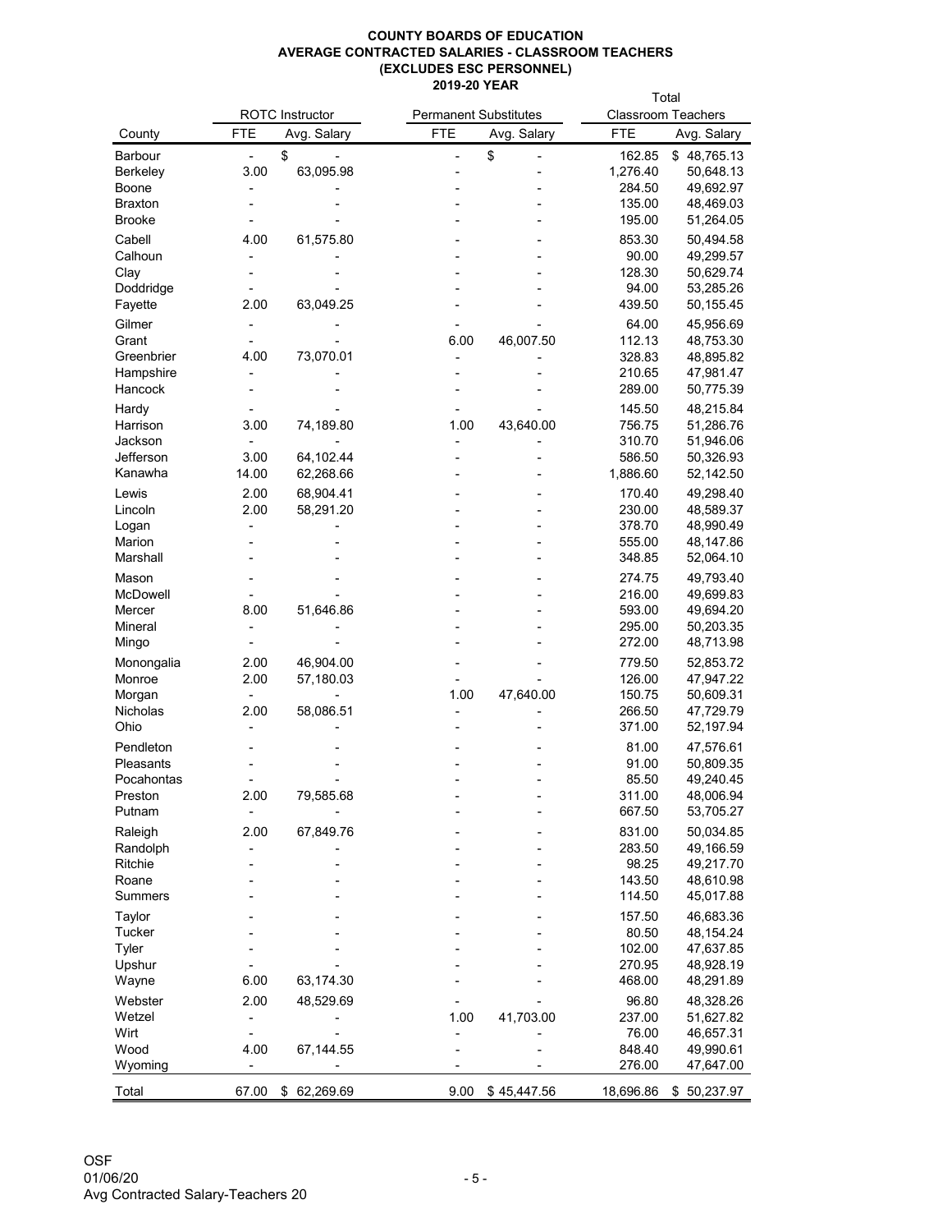**COUNTY BOARDS OF EDUCATION**
**AVERAGE CONTRACTED SALARIES - CLASSROOM TEACHERS**
**(EXCLUDES ESC PERSONNEL)**
**2019-20 YEAR**

| | ROTC Instructor | | Permanent Substitutes | | Total Classroom Teachers | |
|---|---|---|---|---|---|---|
| County | FTE | Avg. Salary | FTE | Avg. Salary | FTE | Avg. Salary |
| Barbour | - | $ - | - | $ - | 162.85 | $ 48,765.13 |
| Berkeley | 3.00 | 63,095.98 | - | - | 1,276.40 | 50,648.13 |
| Boone | - | - | - | - | 284.50 | 49,692.97 |
| Braxton | - | - | - | - | 135.00 | 48,469.03 |
| Brooke | - | - | - | - | 195.00 | 51,264.05 |
| Cabell | 4.00 | 61,575.80 | - | - | 853.30 | 50,494.58 |
| Calhoun | - | - | - | - | 90.00 | 49,299.57 |
| Clay | - | - | - | - | 128.30 | 50,629.74 |
| Doddridge | - | - | - | - | 94.00 | 53,285.26 |
| Fayette | 2.00 | 63,049.25 | - | - | 439.50 | 50,155.45 |
| Gilmer | - | - | - | - | 64.00 | 45,956.69 |
| Grant | - | - | 6.00 | 46,007.50 | 112.13 | 48,753.30 |
| Greenbrier | 4.00 | 73,070.01 | - | - | 328.83 | 48,895.82 |
| Hampshire | - | - | - | - | 210.65 | 47,981.47 |
| Hancock | - | - | - | - | 289.00 | 50,775.39 |
| Hardy | - | - | - | - | 145.50 | 48,215.84 |
| Harrison | 3.00 | 74,189.80 | 1.00 | 43,640.00 | 756.75 | 51,286.76 |
| Jackson | - | - | - | - | 310.70 | 51,946.06 |
| Jefferson | 3.00 | 64,102.44 | - | - | 586.50 | 50,326.93 |
| Kanawha | 14.00 | 62,268.66 | - | - | 1,886.60 | 52,142.50 |
| Lewis | 2.00 | 68,904.41 | - | - | 170.40 | 49,298.40 |
| Lincoln | 2.00 | 58,291.20 | - | - | 230.00 | 48,589.37 |
| Logan | - | - | - | - | 378.70 | 48,990.49 |
| Marion | - | - | - | - | 555.00 | 48,147.86 |
| Marshall | - | - | - | - | 348.85 | 52,064.10 |
| Mason | - | - | - | - | 274.75 | 49,793.40 |
| McDowell | - | - | - | - | 216.00 | 49,699.83 |
| Mercer | 8.00 | 51,646.86 | - | - | 593.00 | 49,694.20 |
| Mineral | - | - | - | - | 295.00 | 50,203.35 |
| Mingo | - | - | - | - | 272.00 | 48,713.98 |
| Monongalia | 2.00 | 46,904.00 | - | - | 779.50 | 52,853.72 |
| Monroe | 2.00 | 57,180.03 | - | - | 126.00 | 47,947.22 |
| Morgan | - | - | 1.00 | 47,640.00 | 150.75 | 50,609.31 |
| Nicholas | 2.00 | 58,086.51 | - | - | 266.50 | 47,729.79 |
| Ohio | - | - | - | - | 371.00 | 52,197.94 |
| Pendleton | - | - | - | - | 81.00 | 47,576.61 |
| Pleasants | - | - | - | - | 91.00 | 50,809.35 |
| Pocahontas | - | - | - | - | 85.50 | 49,240.45 |
| Preston | 2.00 | 79,585.68 | - | - | 311.00 | 48,006.94 |
| Putnam | - | - | - | - | 667.50 | 53,705.27 |
| Raleigh | 2.00 | 67,849.76 | - | - | 831.00 | 50,034.85 |
| Randolph | - | - | - | - | 283.50 | 49,166.59 |
| Ritchie | - | - | - | - | 98.25 | 49,217.70 |
| Roane | - | - | - | - | 143.50 | 48,610.98 |
| Summers | - | - | - | - | 114.50 | 45,017.88 |
| Taylor | - | - | - | - | 157.50 | 46,683.36 |
| Tucker | - | - | - | - | 80.50 | 48,154.24 |
| Tyler | - | - | - | - | 102.00 | 47,637.85 |
| Upshur | - | - | - | - | 270.95 | 48,928.19 |
| Wayne | 6.00 | 63,174.30 | - | - | 468.00 | 48,291.89 |
| Webster | 2.00 | 48,529.69 | - | - | 96.80 | 48,328.26 |
| Wetzel | - | - | 1.00 | 41,703.00 | 237.00 | 51,627.82 |
| Wirt | - | - | - | - | 76.00 | 46,657.31 |
| Wood | 4.00 | 67,144.55 | - | - | 848.40 | 49,990.61 |
| Wyoming | - | - | - | - | 276.00 | 47,647.00 |
| Total | 67.00 | $ 62,269.69 | 9.00 | $ 45,447.56 | 18,696.86 | $ 50,237.97 |

OSF
01/06/20
Avg Contracted Salary-Teachers 20